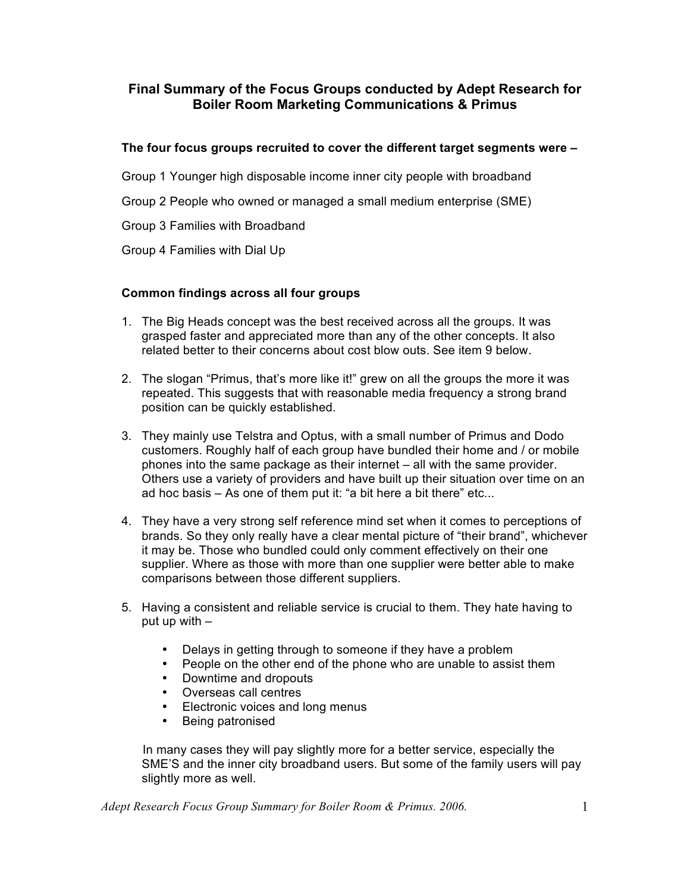# Final Summary of the Focus Groups conducted by Adept Research for Boiler Room Marketing Communications & Primus

**The four focus groups recruited to cover the different target segments were –**

Group 1 Younger high disposable income inner city people with broadband

Group 2 People who owned or managed a small medium enterprise (SME)

Group 3 Families with Broadband

Group 4 Families with Dial Up

**Common findings across all four groups**

1. The Big Heads concept was the best received across all the groups. It was grasped faster and appreciated more than any of the other concepts. It also related better to their concerns about cost blow outs. See item 9 below.

2. The slogan "Primus, that's more like it!" grew on all the groups the more it was repeated. This suggests that with reasonable media frequency a strong brand position can be quickly established.

3. They mainly use Telstra and Optus, with a small number of Primus and Dodo customers. Roughly half of each group have bundled their home and / or mobile phones into the same package as their internet – all with the same provider. Others use a variety of providers and have built up their situation over time on an ad hoc basis – As one of them put it: "a bit here a bit there" etc...

4. They have a very strong self reference mind set when it comes to perceptions of brands. So they only really have a clear mental picture of "their brand", whichever it may be. Those who bundled could only comment effectively on their one supplier. Where as those with more than one supplier were better able to make comparisons between those different suppliers.

5. Having a consistent and reliable service is crucial to them. They hate having to put up with –

   - Delays in getting through to someone if they have a problem
   - People on the other end of the phone who are unable to assist them
   - Downtime and dropouts
   - Overseas call centres
   - Electronic voices and long menus
   - Being patronised

   In many cases they will pay slightly more for a better service, especially the SME'S and the inner city broadband users. But some of the family users will pay slightly more as well.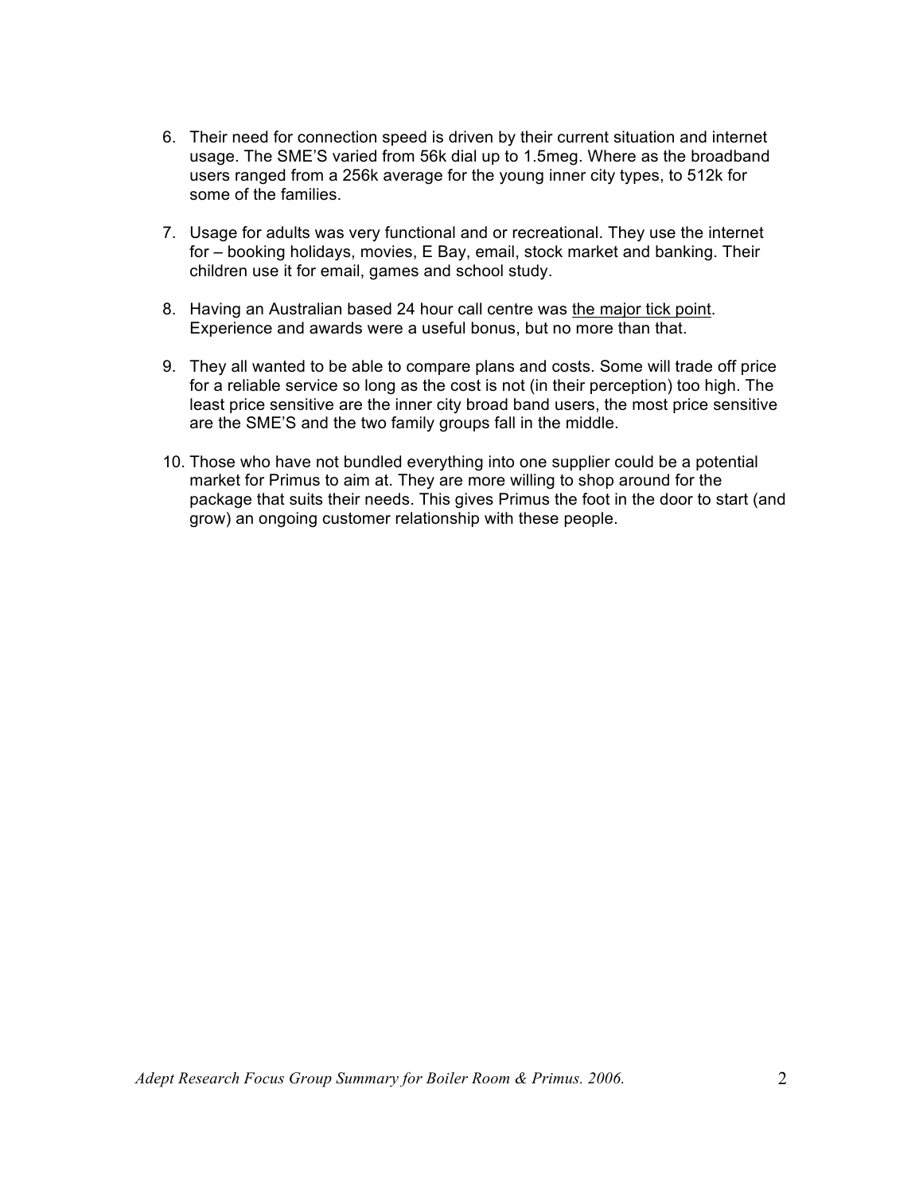6. Their need for connection speed is driven by their current situation and internet usage. The SME'S varied from 56k dial up to 1.5meg. Where as the broadband users ranged from a 256k average for the young inner city types, to 512k for some of the families.

7. Usage for adults was very functional and or recreational. They use the internet for – booking holidays, movies, E Bay, email, stock market and banking. Their children use it for email, games and school study.

8. Having an Australian based 24 hour call centre was <u>the major tick point</u>. Experience and awards were a useful bonus, but no more than that.

9. They all wanted to be able to compare plans and costs. Some will trade off price for a reliable service so long as the cost is not (in their perception) too high. The least price sensitive are the inner city broad band users, the most price sensitive are the SME'S and the two family groups fall in the middle.

10. Those who have not bundled everything into one supplier could be a potential market for Primus to aim at. They are more willing to shop around for the package that suits their needs. This gives Primus the foot in the door to start (and grow) an ongoing customer relationship with these people.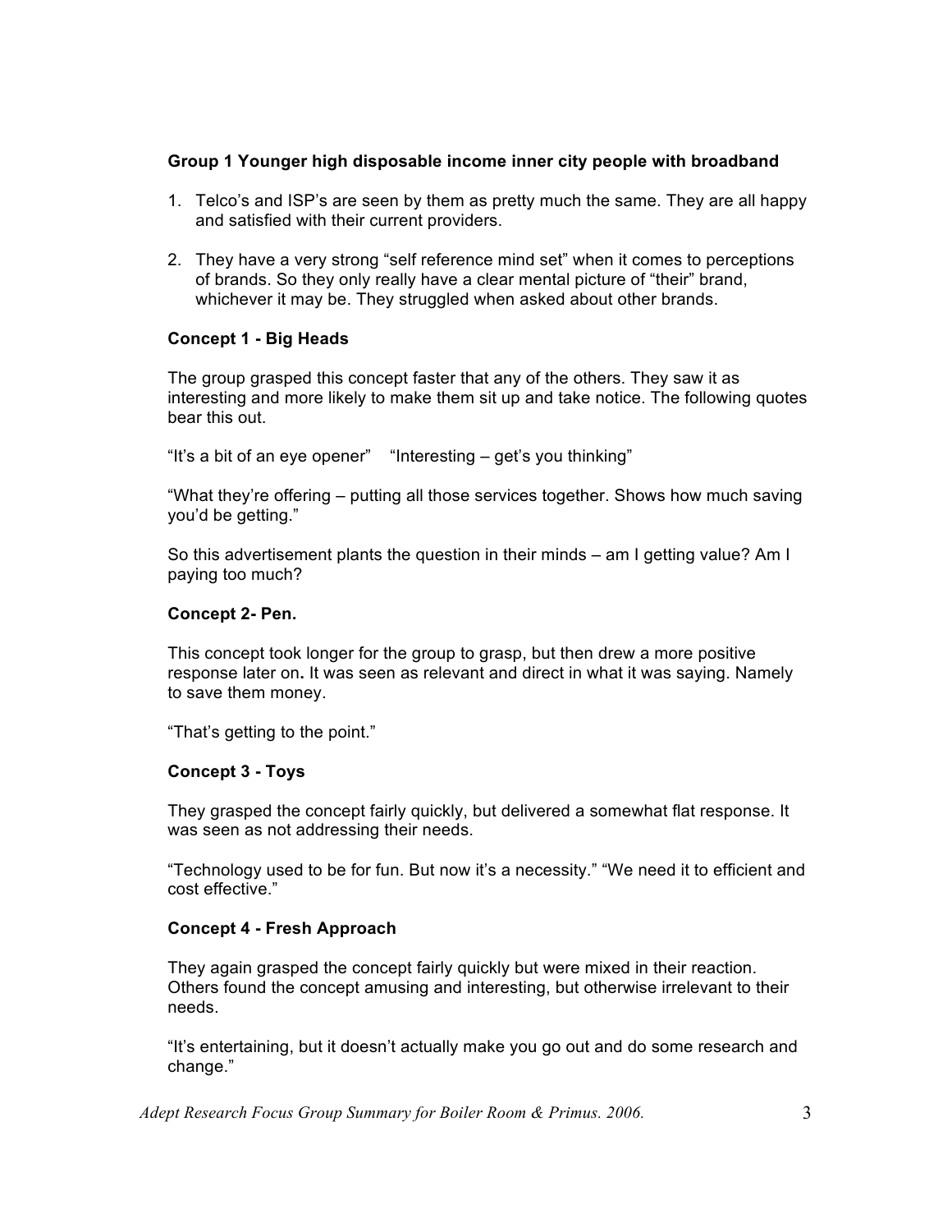**Group 1 Younger high disposable income inner city people with broadband**

1. Telco's and ISP's are seen by them as pretty much the same. They are all happy and satisfied with their current providers.

2. They have a very strong "self reference mind set" when it comes to perceptions of brands. So they only really have a clear mental picture of "their" brand, whichever it may be. They struggled when asked about other brands.

**Concept 1 - Big Heads**

The group grasped this concept faster that any of the others. They saw it as interesting and more likely to make them sit up and take notice. The following quotes bear this out.

"It's a bit of an eye opener"    "Interesting – get's you thinking"

"What they're offering – putting all those services together. Shows how much saving you'd be getting."

So this advertisement plants the question in their minds – am I getting value? Am I paying too much?

**Concept 2- Pen.**

This concept took longer for the group to grasp, but then drew a more positive response later on**.** It was seen as relevant and direct in what it was saying. Namely to save them money.

"That's getting to the point."

**Concept 3 - Toys**

They grasped the concept fairly quickly, but delivered a somewhat flat response. It was seen as not addressing their needs.

"Technology used to be for fun. But now it's a necessity." "We need it to efficient and cost effective."

**Concept 4 - Fresh Approach**

They again grasped the concept fairly quickly but were mixed in their reaction. Others found the concept amusing and interesting, but otherwise irrelevant to their needs.

"It's entertaining, but it doesn't actually make you go out and do some research and change."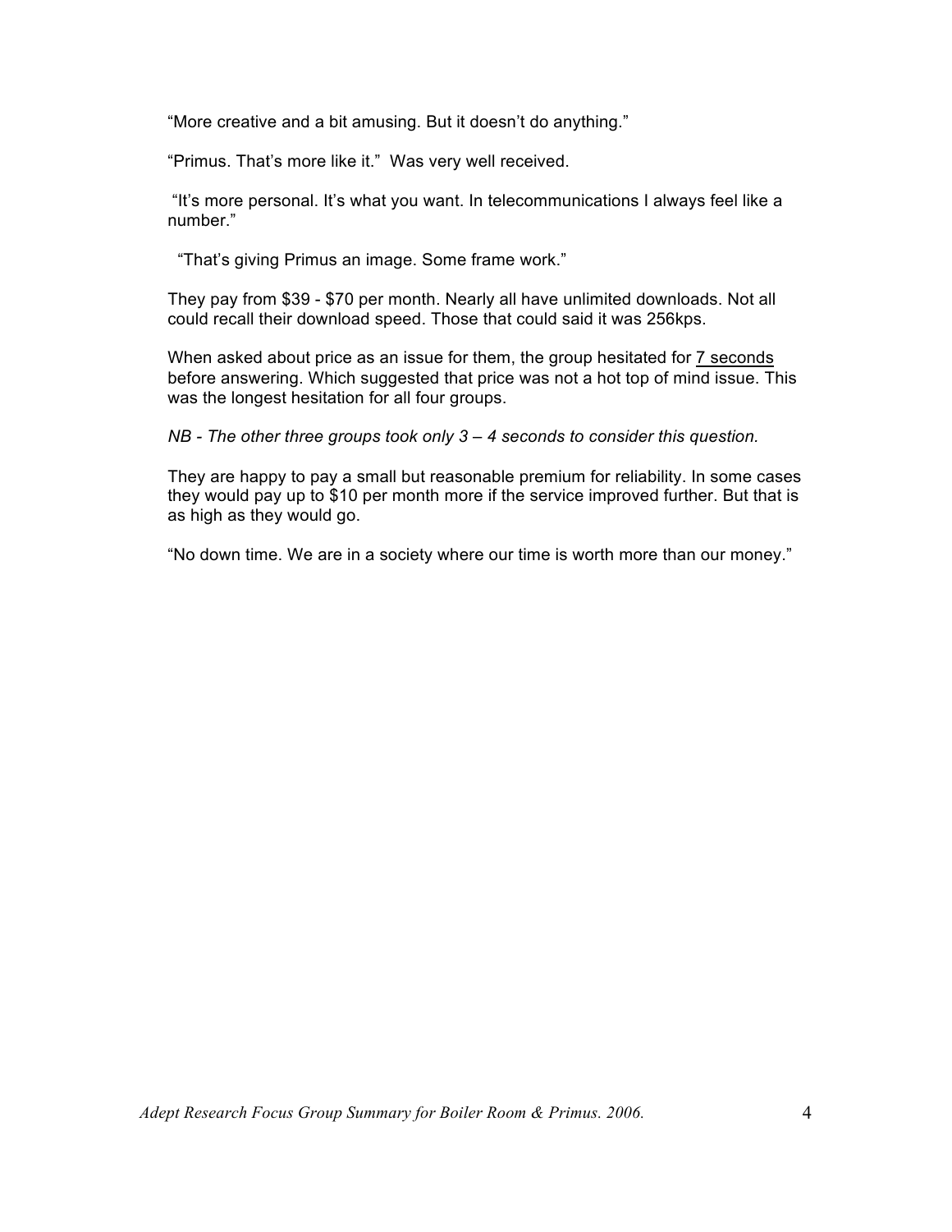“More creative and a bit amusing. But it doesn’t do anything.”

“Primus. That’s more like it.” Was very well received.

“It’s more personal. It’s what you want. In telecommunications I always feel like a number.”

“That’s giving Primus an image. Some frame work.”

They pay from $39 - $70 per month. Nearly all have unlimited downloads. Not all could recall their download speed. Those that could said it was 256kps.

When asked about price as an issue for them, the group hesitated for <u>7 seconds</u> before answering. Which suggested that price was not a hot top of mind issue. This was the longest hesitation for all four groups.

*NB - The other three groups took only 3 – 4 seconds to consider this question.*

They are happy to pay a small but reasonable premium for reliability. In some cases they would pay up to $10 per month more if the service improved further. But that is as high as they would go.

“No down time. We are in a society where our time is worth more than our money.”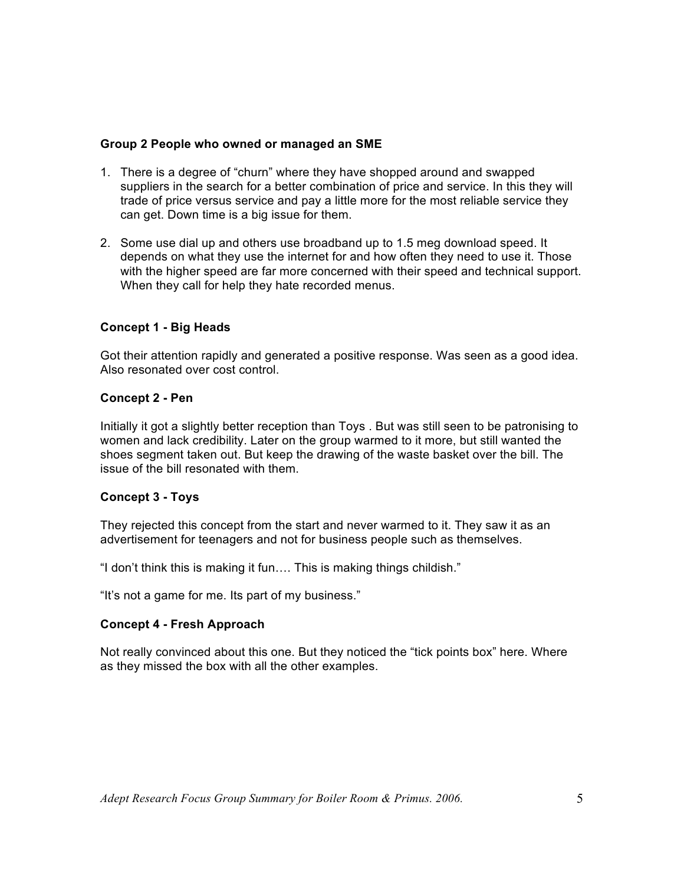**Group 2 People who owned or managed an SME**

1. There is a degree of "churn" where they have shopped around and swapped suppliers in the search for a better combination of price and service. In this they will trade of price versus service and pay a little more for the most reliable service they can get. Down time is a big issue for them.

2. Some use dial up and others use broadband up to 1.5 meg download speed. It depends on what they use the internet for and how often they need to use it. Those with the higher speed are far more concerned with their speed and technical support. When they call for help they hate recorded menus.

**Concept 1 - Big Heads**

Got their attention rapidly and generated a positive response. Was seen as a good idea. Also resonated over cost control.

**Concept 2 - Pen**

Initially it got a slightly better reception than Toys . But was still seen to be patronising to women and lack credibility. Later on the group warmed to it more, but still wanted the shoes segment taken out. But keep the drawing of the waste basket over the bill. The issue of the bill resonated with them.

**Concept 3 - Toys**

They rejected this concept from the start and never warmed to it. They saw it as an advertisement for teenagers and not for business people such as themselves.

"I don't think this is making it fun…. This is making things childish."

"It's not a game for me. Its part of my business."

**Concept 4 - Fresh Approach**

Not really convinced about this one. But they noticed the "tick points box" here. Where as they missed the box with all the other examples.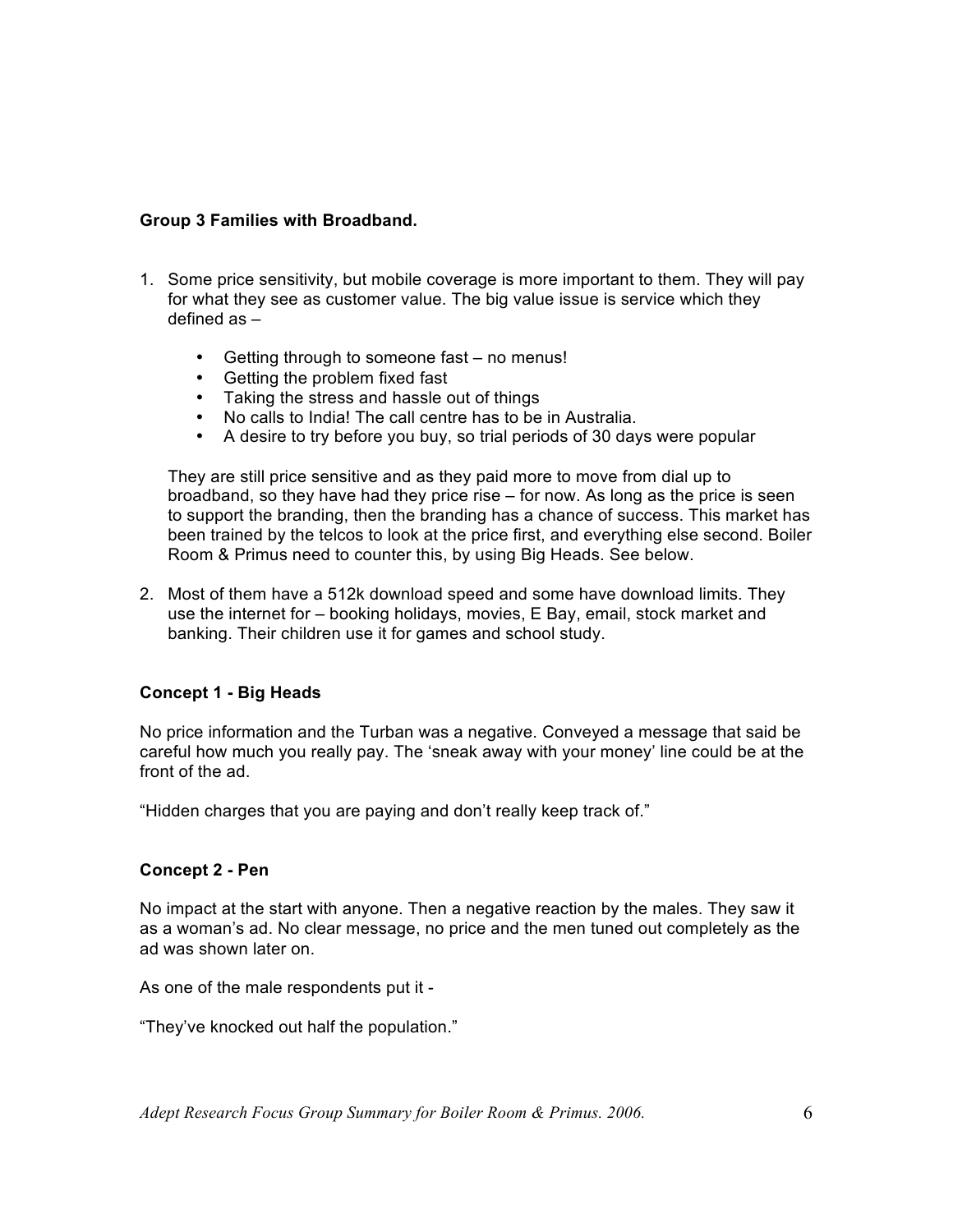**Group 3 Families with Broadband.**

1. Some price sensitivity, but mobile coverage is more important to them. They will pay for what they see as customer value. The big value issue is service which they defined as –

    - Getting through to someone fast – no menus!
    - Getting the problem fixed fast
    - Taking the stress and hassle out of things
    - No calls to India! The call centre has to be in Australia.
    - A desire to try before you buy, so trial periods of 30 days were popular

    They are still price sensitive and as they paid more to move from dial up to broadband, so they have had they price rise – for now. As long as the price is seen to support the branding, then the branding has a chance of success. This market has been trained by the telcos to look at the price first, and everything else second. Boiler Room & Primus need to counter this, by using Big Heads. See below.

2. Most of them have a 512k download speed and some have download limits. They use the internet for – booking holidays, movies, E Bay, email, stock market and banking. Their children use it for games and school study.

**Concept 1 - Big Heads**

No price information and the Turban was a negative. Conveyed a message that said be careful how much you really pay. The 'sneak away with your money' line could be at the front of the ad.

"Hidden charges that you are paying and don't really keep track of."

**Concept 2 - Pen**

No impact at the start with anyone. Then a negative reaction by the males. They saw it as a woman's ad. No clear message, no price and the men tuned out completely as the ad was shown later on.

As one of the male respondents put it -

"They've knocked out half the population."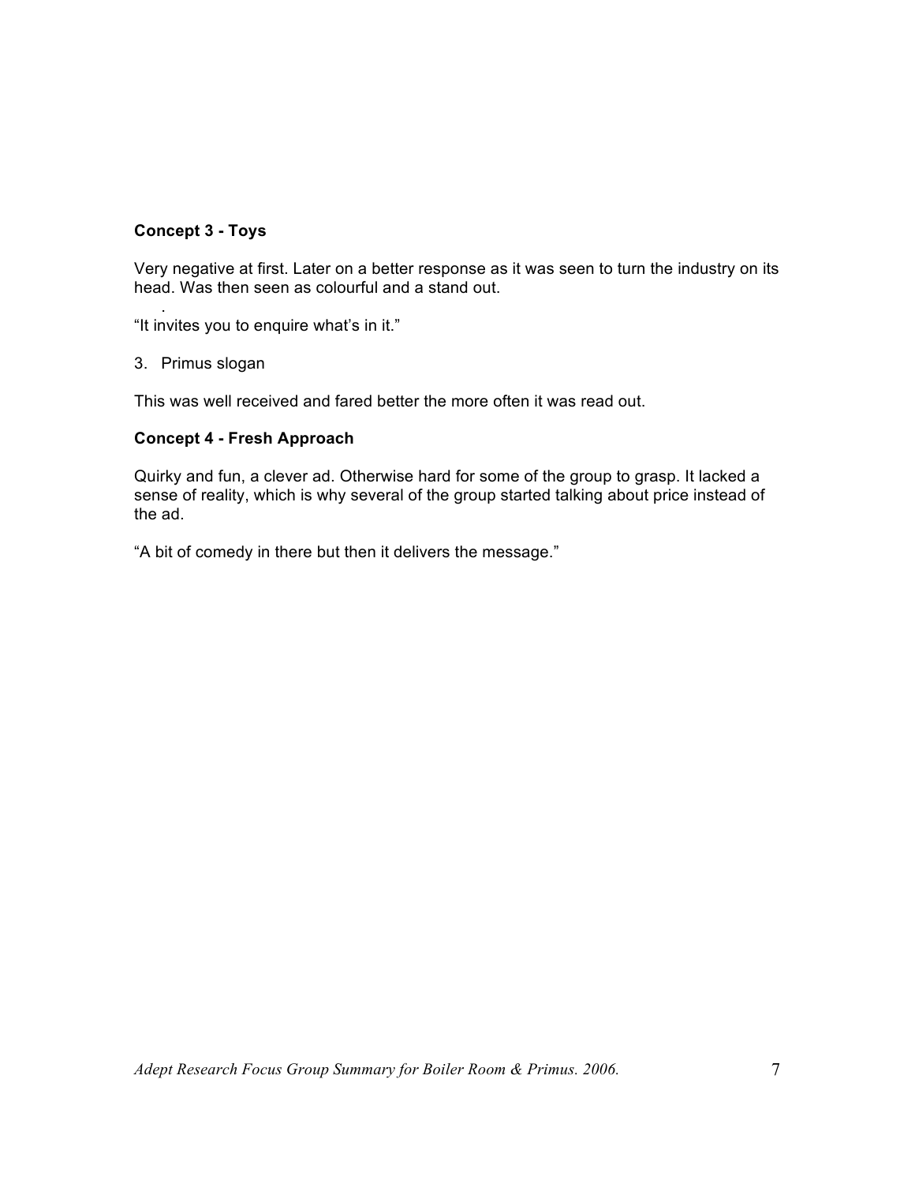**Concept 3 - Toys**

Very negative at first. Later on a better response as it was seen to turn the industry on its head. Was then seen as colourful and a stand out.

"It invites you to enquire what's in it."

3. Primus slogan

This was well received and fared better the more often it was read out.

**Concept 4 - Fresh Approach**

Quirky and fun, a clever ad. Otherwise hard for some of the group to grasp. It lacked a sense of reality, which is why several of the group started talking about price instead of the ad.

"A bit of comedy in there but then it delivers the message."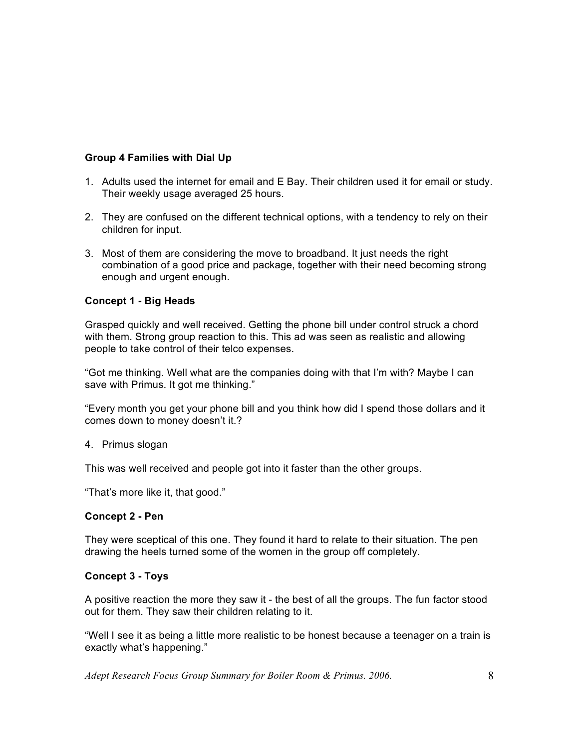**Group 4 Families with Dial Up**

1. Adults used the internet for email and E Bay. Their children used it for email or study. Their weekly usage averaged 25 hours.

2. They are confused on the different technical options, with a tendency to rely on their children for input.

3. Most of them are considering the move to broadband. It just needs the right combination of a good price and package, together with their need becoming strong enough and urgent enough.

**Concept 1 - Big Heads**

Grasped quickly and well received. Getting the phone bill under control struck a chord with them. Strong group reaction to this. This ad was seen as realistic and allowing people to take control of their telco expenses.

"Got me thinking. Well what are the companies doing with that I'm with? Maybe I can save with Primus. It got me thinking."

"Every month you get your phone bill and you think how did I spend those dollars and it comes down to money doesn't it.?

4. Primus slogan

This was well received and people got into it faster than the other groups.

"That's more like it, that good."

**Concept 2 - Pen**

They were sceptical of this one. They found it hard to relate to their situation. The pen drawing the heels turned some of the women in the group off completely.

**Concept 3 - Toys**

A positive reaction the more they saw it - the best of all the groups. The fun factor stood out for them. They saw their children relating to it.

"Well I see it as being a little more realistic to be honest because a teenager on a train is exactly what's happening."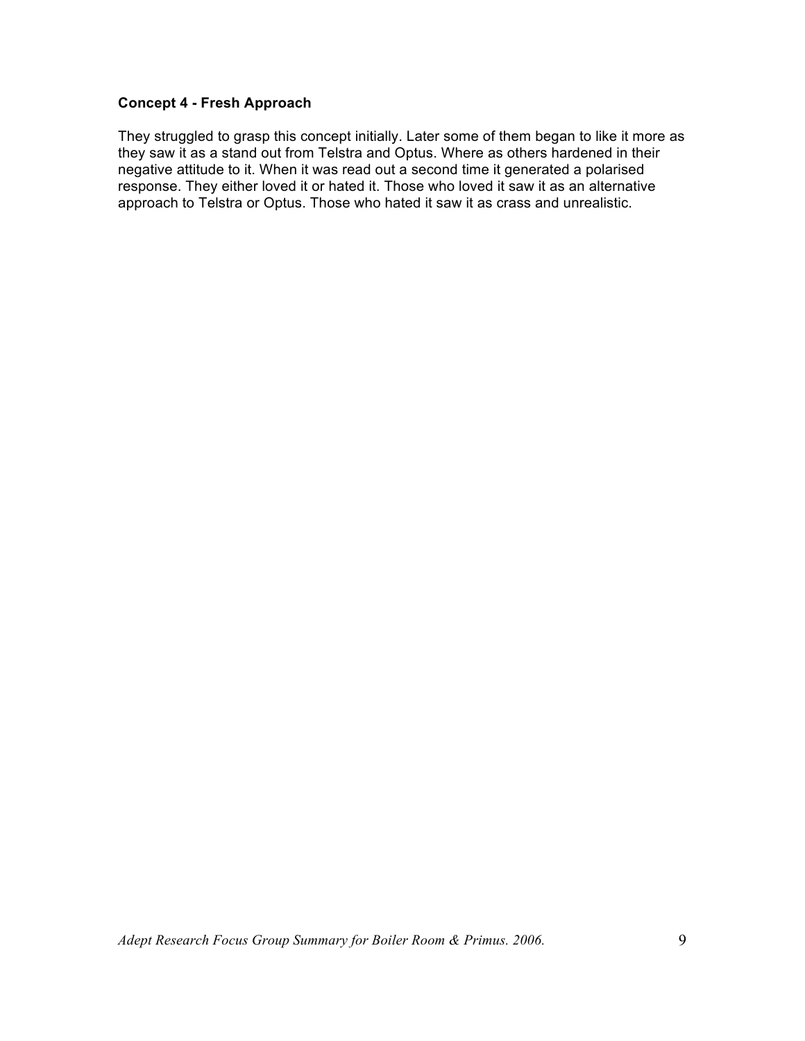**Concept 4 - Fresh Approach**

They struggled to grasp this concept initially. Later some of them began to like it more as they saw it as a stand out from Telstra and Optus. Where as others hardened in their negative attitude to it. When it was read out a second time it generated a polarised response. They either loved it or hated it. Those who loved it saw it as an alternative approach to Telstra or Optus. Those who hated it saw it as crass and unrealistic.